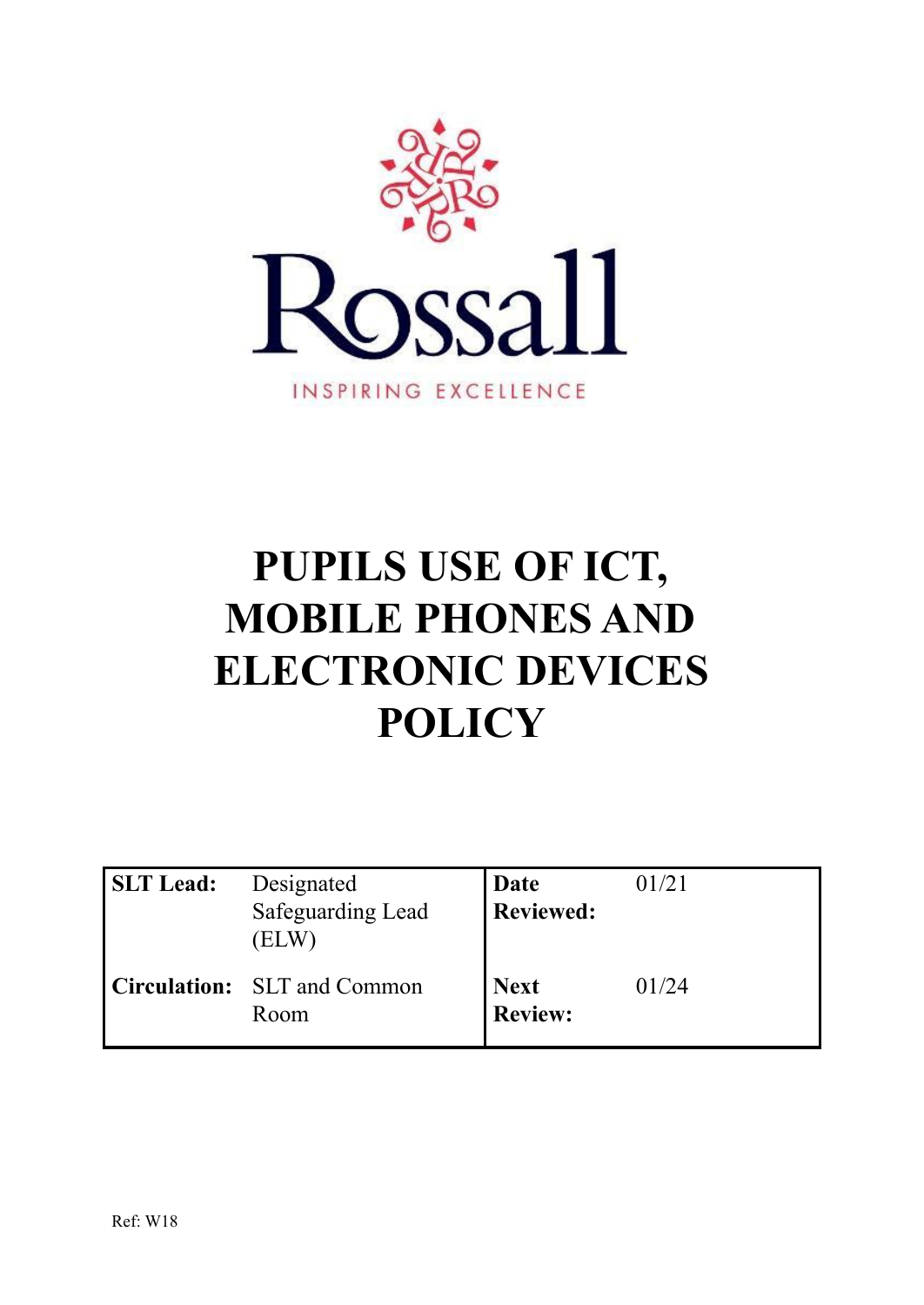Rossall

INSPIRING EXCELLENCE

# PUPILS USE OF ICT, MOBILE PHONES AND ELECTRONIC DEVICES POLICY

| | | | |
|---|---|---|---|
| **SLT Lead:** | Designated Safeguarding Lead (ELW) | **Date Reviewed:** | 01/21 |
| **Circulation:** | SLT and Common Room | **Next Review:** | 01/24 |

Ref: W18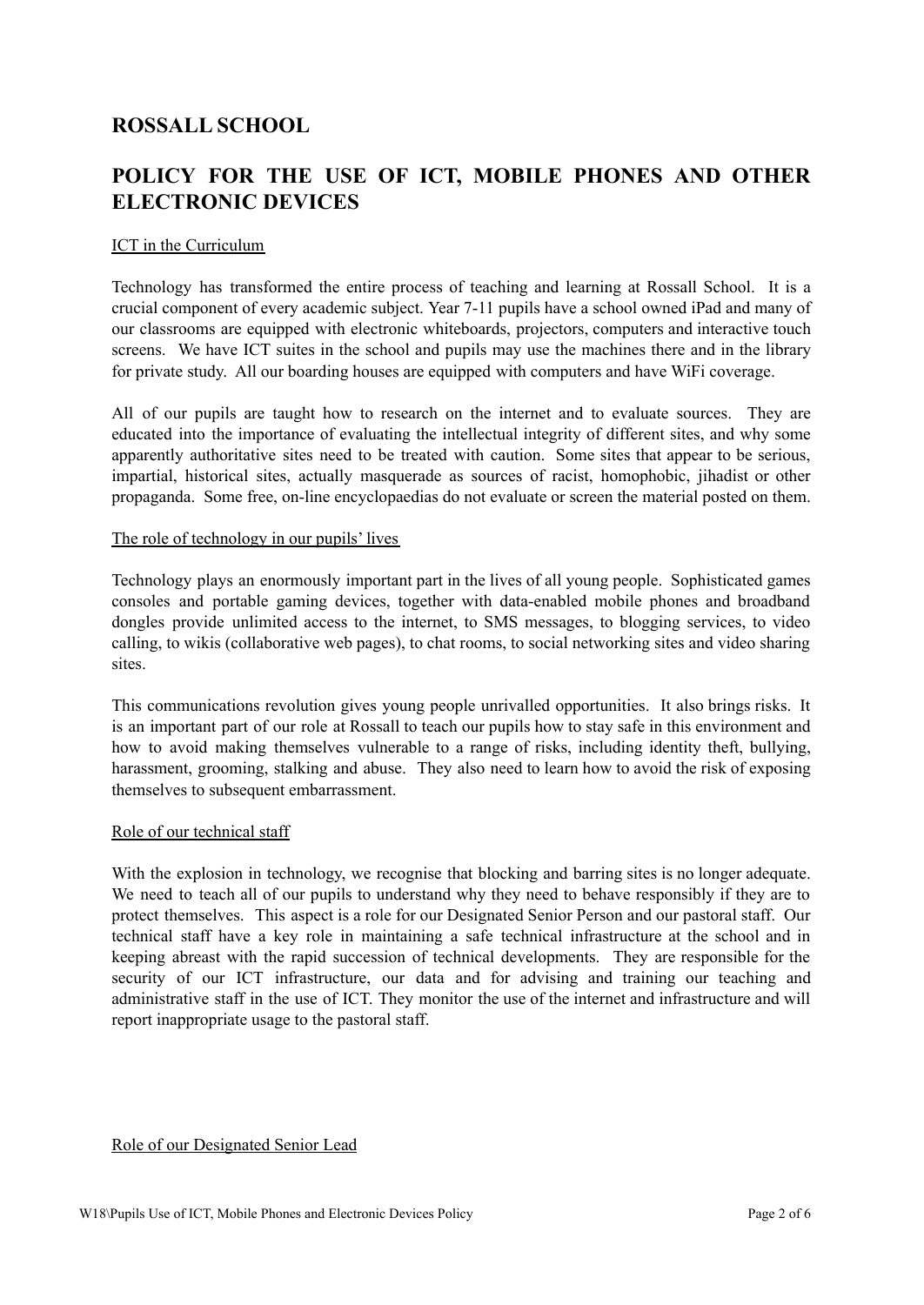# ROSSALL SCHOOL

## POLICY FOR THE USE OF ICT, MOBILE PHONES AND OTHER ELECTRONIC DEVICES

### ICT in the Curriculum

Technology has transformed the entire process of teaching and learning at Rossall School. It is a crucial component of every academic subject. Year 7-11 pupils have a school owned iPad and many of our classrooms are equipped with electronic whiteboards, projectors, computers and interactive touch screens. We have ICT suites in the school and pupils may use the machines there and in the library for private study. All our boarding houses are equipped with computers and have WiFi coverage.

All of our pupils are taught how to research on the internet and to evaluate sources. They are educated into the importance of evaluating the intellectual integrity of different sites, and why some apparently authoritative sites need to be treated with caution. Some sites that appear to be serious, impartial, historical sites, actually masquerade as sources of racist, homophobic, jihadist or other propaganda. Some free, on-line encyclopaedias do not evaluate or screen the material posted on them.

### The role of technology in our pupils' lives

Technology plays an enormously important part in the lives of all young people. Sophisticated games consoles and portable gaming devices, together with data-enabled mobile phones and broadband dongles provide unlimited access to the internet, to SMS messages, to blogging services, to video calling, to wikis (collaborative web pages), to chat rooms, to social networking sites and video sharing sites.

This communications revolution gives young people unrivalled opportunities. It also brings risks. It is an important part of our role at Rossall to teach our pupils how to stay safe in this environment and how to avoid making themselves vulnerable to a range of risks, including identity theft, bullying, harassment, grooming, stalking and abuse. They also need to learn how to avoid the risk of exposing themselves to subsequent embarrassment.

### Role of our technical staff

With the explosion in technology, we recognise that blocking and barring sites is no longer adequate. We need to teach all of our pupils to understand why they need to behave responsibly if they are to protect themselves. This aspect is a role for our Designated Senior Person and our pastoral staff. Our technical staff have a key role in maintaining a safe technical infrastructure at the school and in keeping abreast with the rapid succession of technical developments. They are responsible for the security of our ICT infrastructure, our data and for advising and training our teaching and administrative staff in the use of ICT. They monitor the use of the internet and infrastructure and will report inappropriate usage to the pastoral staff.

### Role of our Designated Senior Lead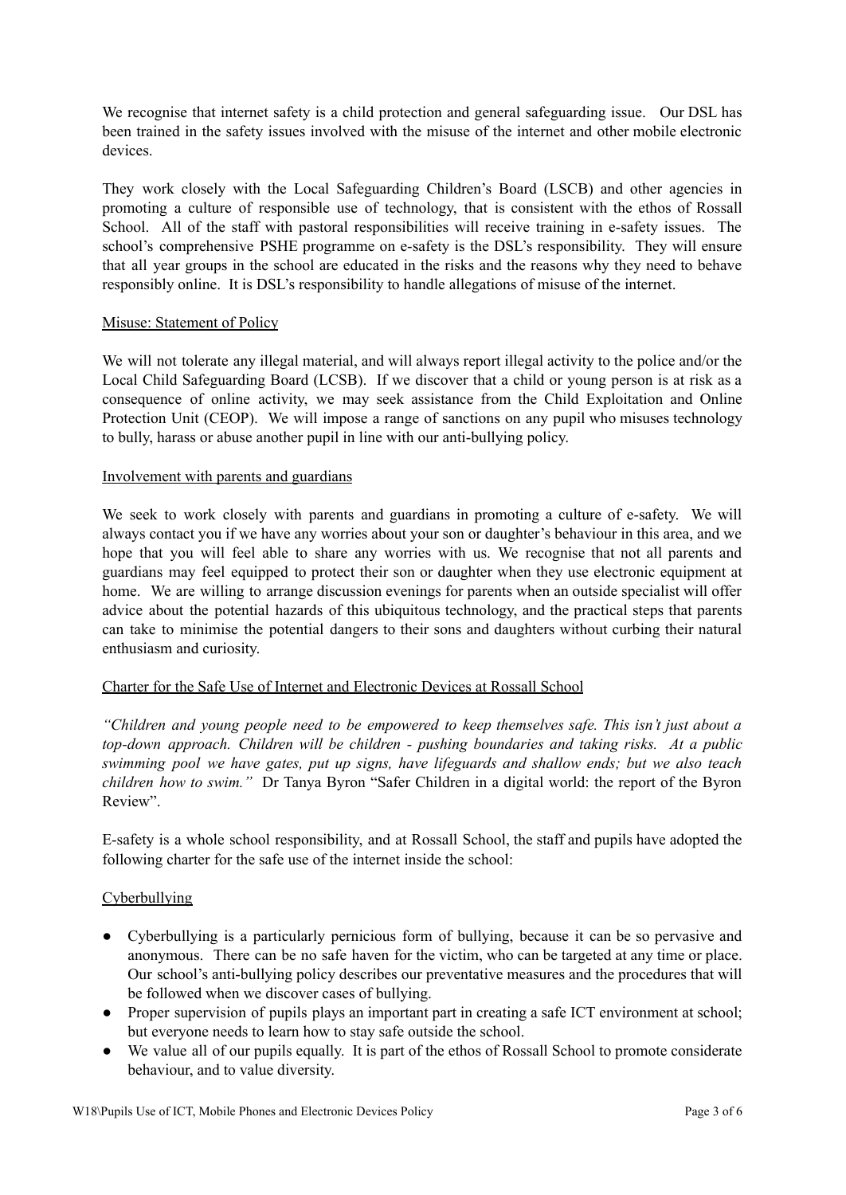We recognise that internet safety is a child protection and general safeguarding issue. Our DSL has been trained in the safety issues involved with the misuse of the internet and other mobile electronic devices.

They work closely with the Local Safeguarding Children's Board (LSCB) and other agencies in promoting a culture of responsible use of technology, that is consistent with the ethos of Rossall School. All of the staff with pastoral responsibilities will receive training in e-safety issues. The school's comprehensive PSHE programme on e-safety is the DSL's responsibility. They will ensure that all year groups in the school are educated in the risks and the reasons why they need to behave responsibly online. It is DSL's responsibility to handle allegations of misuse of the internet.

## Misuse: Statement of Policy

We will not tolerate any illegal material, and will always report illegal activity to the police and/or the Local Child Safeguarding Board (LCSB). If we discover that a child or young person is at risk as a consequence of online activity, we may seek assistance from the Child Exploitation and Online Protection Unit (CEOP). We will impose a range of sanctions on any pupil who misuses technology to bully, harass or abuse another pupil in line with our anti-bullying policy.

## Involvement with parents and guardians

We seek to work closely with parents and guardians in promoting a culture of e-safety. We will always contact you if we have any worries about your son or daughter's behaviour in this area, and we hope that you will feel able to share any worries with us. We recognise that not all parents and guardians may feel equipped to protect their son or daughter when they use electronic equipment at home. We are willing to arrange discussion evenings for parents when an outside specialist will offer advice about the potential hazards of this ubiquitous technology, and the practical steps that parents can take to minimise the potential dangers to their sons and daughters without curbing their natural enthusiasm and curiosity.

## Charter for the Safe Use of Internet and Electronic Devices at Rossall School

*"Children and young people need to be empowered to keep themselves safe. This isn't just about a top-down approach. Children will be children - pushing boundaries and taking risks. At a public swimming pool we have gates, put up signs, have lifeguards and shallow ends; but we also teach children how to swim."* Dr Tanya Byron "Safer Children in a digital world: the report of the Byron Review".

E-safety is a whole school responsibility, and at Rossall School, the staff and pupils have adopted the following charter for the safe use of the internet inside the school:

## Cyberbullying

- Cyberbullying is a particularly pernicious form of bullying, because it can be so pervasive and anonymous. There can be no safe haven for the victim, who can be targeted at any time or place. Our school's anti-bullying policy describes our preventative measures and the procedures that will be followed when we discover cases of bullying.
- Proper supervision of pupils plays an important part in creating a safe ICT environment at school; but everyone needs to learn how to stay safe outside the school.
- We value all of our pupils equally. It is part of the ethos of Rossall School to promote considerate behaviour, and to value diversity.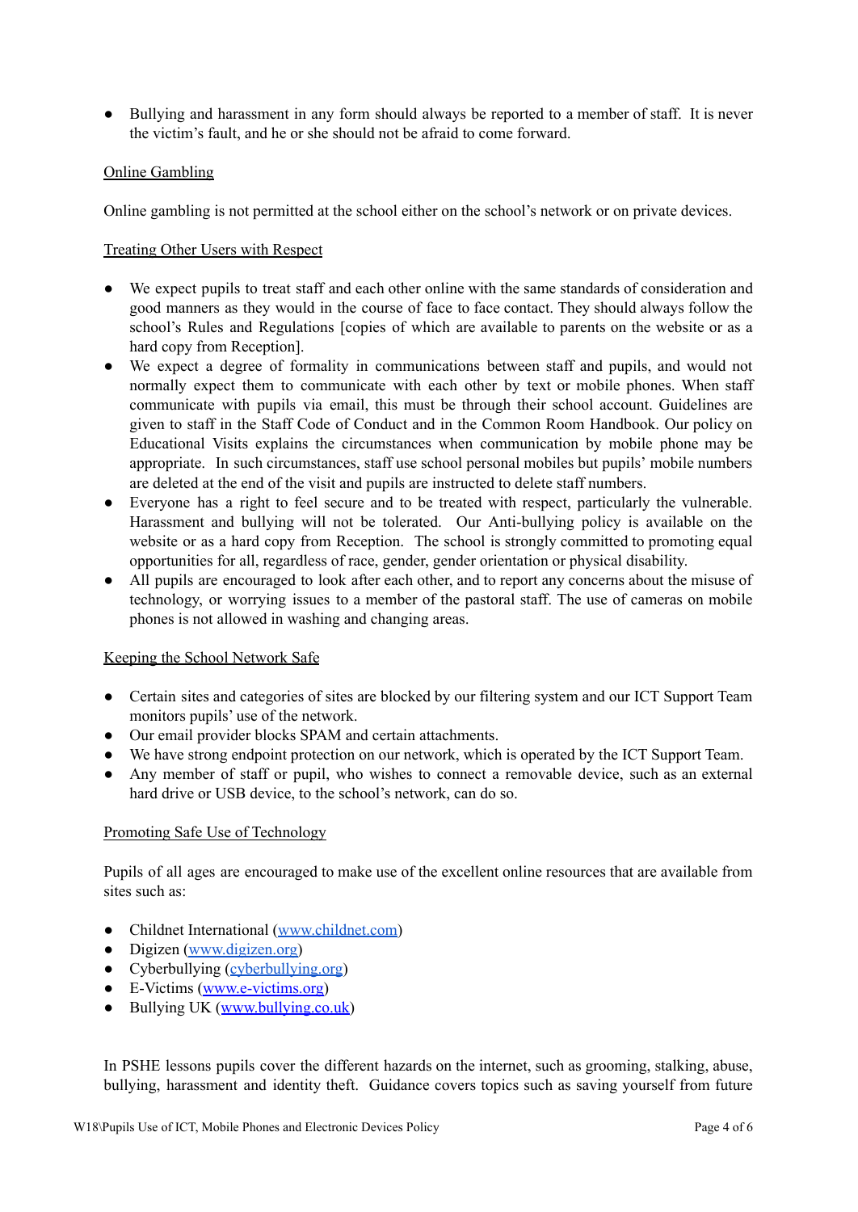- Bullying and harassment in any form should always be reported to a member of staff. It is never the victim's fault, and he or she should not be afraid to come forward.

Online Gambling

Online gambling is not permitted at the school either on the school's network or on private devices.

Treating Other Users with Respect

- We expect pupils to treat staff and each other online with the same standards of consideration and good manners as they would in the course of face to face contact. They should always follow the school's Rules and Regulations [copies of which are available to parents on the website or as a hard copy from Reception].
- We expect a degree of formality in communications between staff and pupils, and would not normally expect them to communicate with each other by text or mobile phones. When staff communicate with pupils via email, this must be through their school account. Guidelines are given to staff in the Staff Code of Conduct and in the Common Room Handbook. Our policy on Educational Visits explains the circumstances when communication by mobile phone may be appropriate. In such circumstances, staff use school personal mobiles but pupils' mobile numbers are deleted at the end of the visit and pupils are instructed to delete staff numbers.
- Everyone has a right to feel secure and to be treated with respect, particularly the vulnerable. Harassment and bullying will not be tolerated. Our Anti-bullying policy is available on the website or as a hard copy from Reception. The school is strongly committed to promoting equal opportunities for all, regardless of race, gender, gender orientation or physical disability.
- All pupils are encouraged to look after each other, and to report any concerns about the misuse of technology, or worrying issues to a member of the pastoral staff. The use of cameras on mobile phones is not allowed in washing and changing areas.

Keeping the School Network Safe

- Certain sites and categories of sites are blocked by our filtering system and our ICT Support Team monitors pupils' use of the network.
- Our email provider blocks SPAM and certain attachments.
- We have strong endpoint protection on our network, which is operated by the ICT Support Team.
- Any member of staff or pupil, who wishes to connect a removable device, such as an external hard drive or USB device, to the school's network, can do so.

Promoting Safe Use of Technology

Pupils of all ages are encouraged to make use of the excellent online resources that are available from sites such as:

- Childnet International ([www.childnet.com](http://www.childnet.com))
- Digizen ([www.digizen.org](http://www.digizen.org))
- Cyberbullying ([cyberbullying.org](http://cyberbullying.org))
- E-Victims ([www.e-victims.org](http://www.e-victims.org))
- Bullying UK ([www.bullying.co.uk](http://www.bullying.co.uk))

In PSHE lessons pupils cover the different hazards on the internet, such as grooming, stalking, abuse, bullying, harassment and identity theft. Guidance covers topics such as saving yourself from future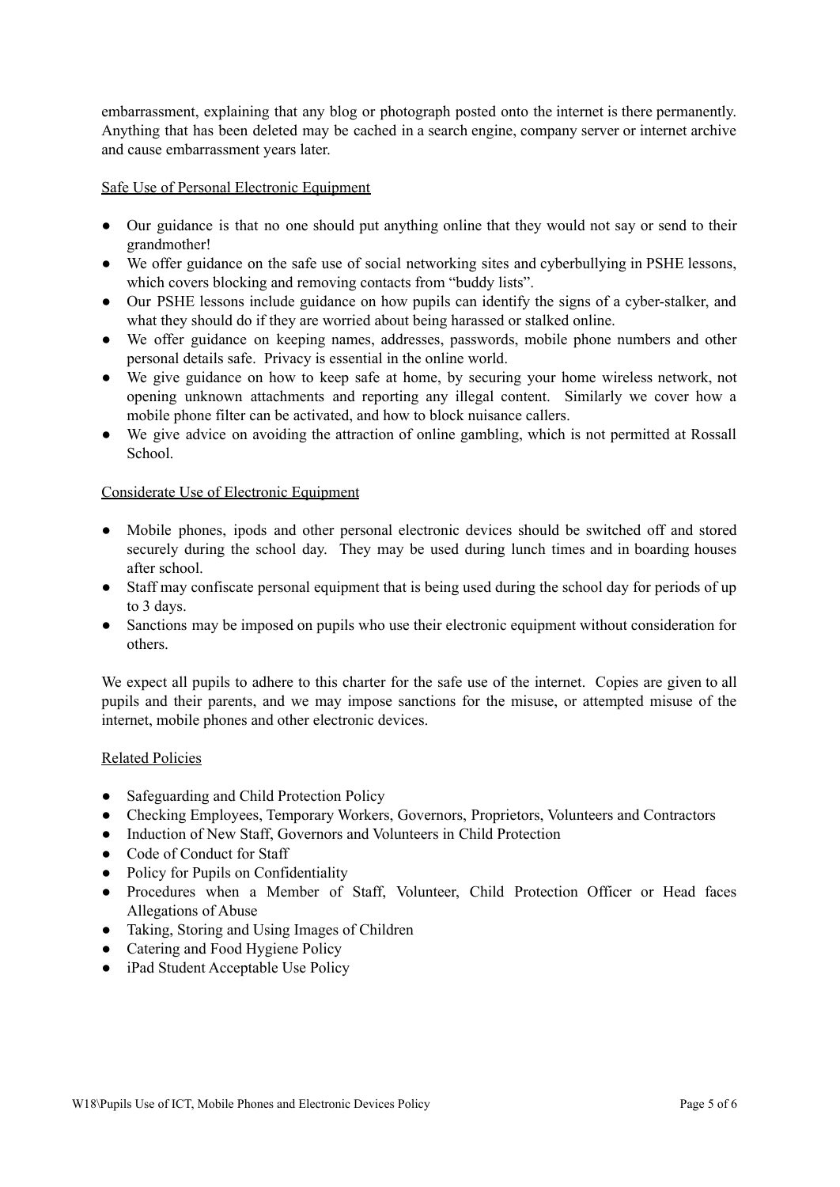embarrassment, explaining that any blog or photograph posted onto the internet is there permanently. Anything that has been deleted may be cached in a search engine, company server or internet archive and cause embarrassment years later.

<u>Safe Use of Personal Electronic Equipment</u>

- Our guidance is that no one should put anything online that they would not say or send to their grandmother!
- We offer guidance on the safe use of social networking sites and cyberbullying in PSHE lessons, which covers blocking and removing contacts from "buddy lists".
- Our PSHE lessons include guidance on how pupils can identify the signs of a cyber-stalker, and what they should do if they are worried about being harassed or stalked online.
- We offer guidance on keeping names, addresses, passwords, mobile phone numbers and other personal details safe. Privacy is essential in the online world.
- We give guidance on how to keep safe at home, by securing your home wireless network, not opening unknown attachments and reporting any illegal content. Similarly we cover how a mobile phone filter can be activated, and how to block nuisance callers.
- We give advice on avoiding the attraction of online gambling, which is not permitted at Rossall School.

<u>Considerate Use of Electronic Equipment</u>

- Mobile phones, ipods and other personal electronic devices should be switched off and stored securely during the school day. They may be used during lunch times and in boarding houses after school.
- Staff may confiscate personal equipment that is being used during the school day for periods of up to 3 days.
- Sanctions may be imposed on pupils who use their electronic equipment without consideration for others.

We expect all pupils to adhere to this charter for the safe use of the internet. Copies are given to all pupils and their parents, and we may impose sanctions for the misuse, or attempted misuse of the internet, mobile phones and other electronic devices.

<u>Related Policies</u>

- Safeguarding and Child Protection Policy
- Checking Employees, Temporary Workers, Governors, Proprietors, Volunteers and Contractors
- Induction of New Staff, Governors and Volunteers in Child Protection
- Code of Conduct for Staff
- Policy for Pupils on Confidentiality
- Procedures when a Member of Staff, Volunteer, Child Protection Officer or Head faces Allegations of Abuse
- Taking, Storing and Using Images of Children
- Catering and Food Hygiene Policy
- iPad Student Acceptable Use Policy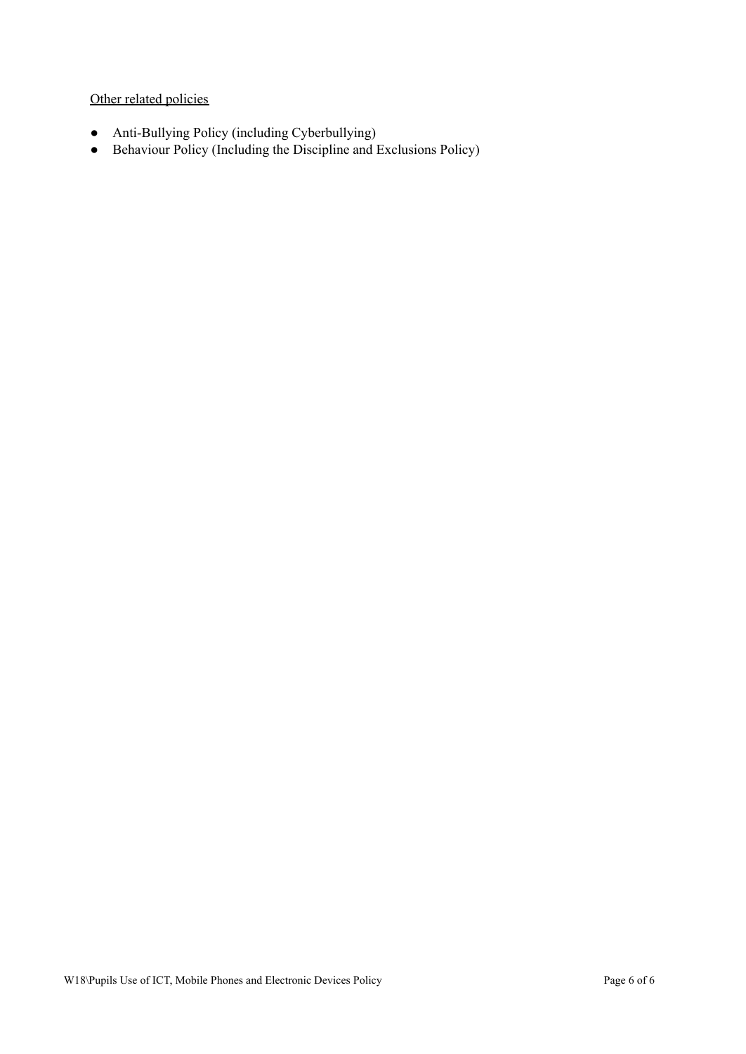<u>Other related policies</u>

- Anti-Bullying Policy (including Cyberbullying)
- Behaviour Policy (Including the Discipline and Exclusions Policy)